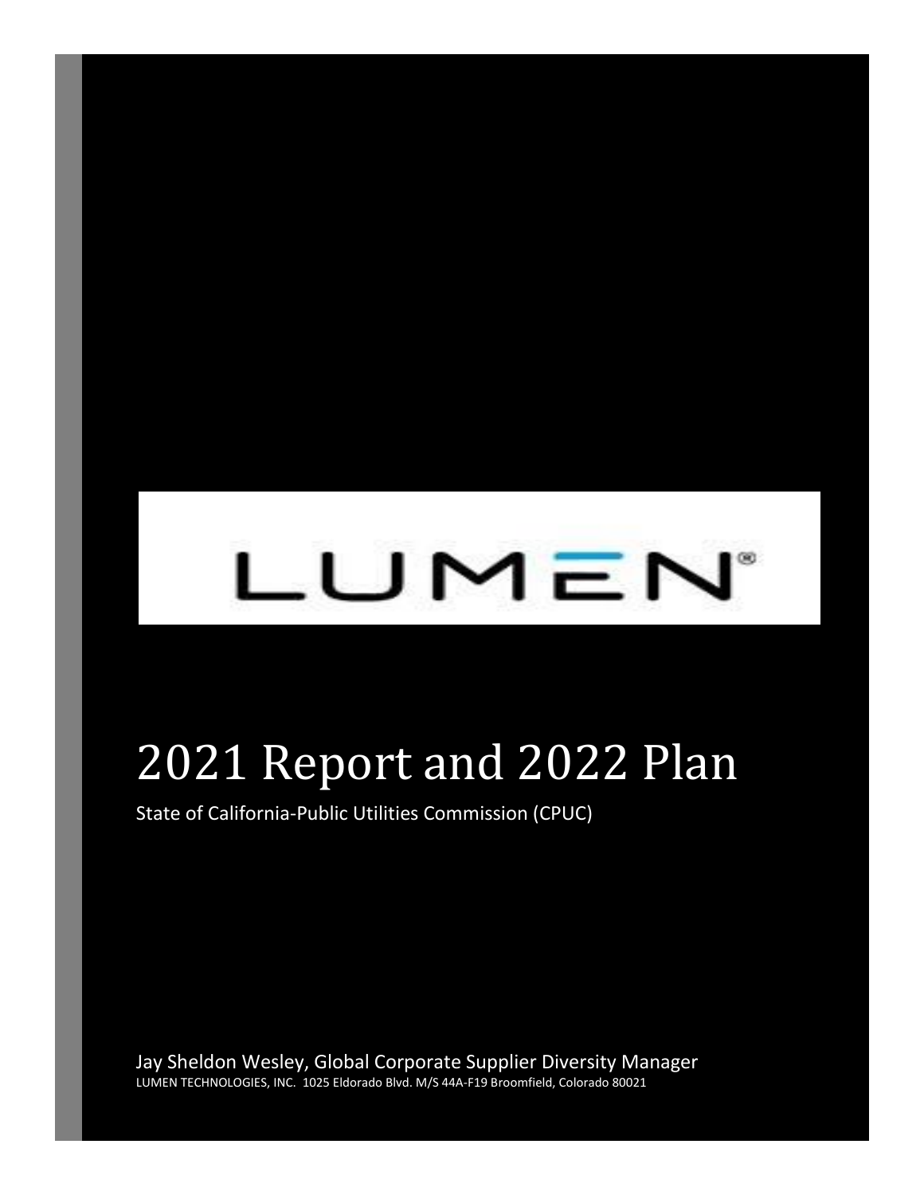LUMEN®

# 2021 Report and 2022 Plan

State of California-Public Utilities Commission (CPUC)

Jay Sheldon Wesley, Global Corporate Supplier Diversity Manager

LUMEN TECHNOLOGIES, INC. 1025 Eldorado Blvd. M/S 44A-F19 Broomfield, Colorado 80021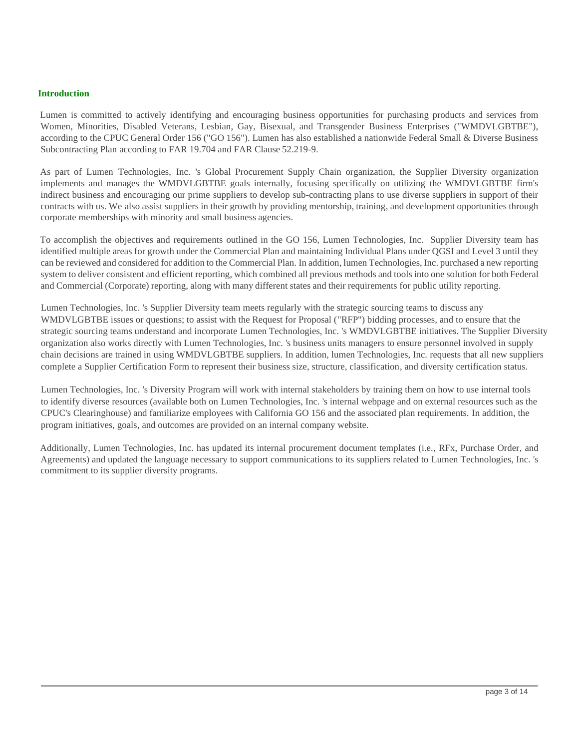## Introduction

Lumen is committed to actively identifying and encouraging business opportunities for purchasing products and services from Women, Minorities, Disabled Veterans, Lesbian, Gay, Bisexual, and Transgender Business Enterprises ("WMDVLGBTBE"), according to the CPUC General Order 156 ("GO 156"). Lumen has also established a nationwide Federal Small & Diverse Business Subcontracting Plan according to FAR 19.704 and FAR Clause 52.219-9.

As part of Lumen Technologies, Inc. 's Global Procurement Supply Chain organization, the Supplier Diversity organization implements and manages the WMDVLGBTBE goals internally, focusing specifically on utilizing the WMDVLGBTBE firm's indirect business and encouraging our prime suppliers to develop sub-contracting plans to use diverse suppliers in support of their contracts with us. We also assist suppliers in their growth by providing mentorship, training, and development opportunities through corporate memberships with minority and small business agencies.

To accomplish the objectives and requirements outlined in the GO 156, Lumen Technologies, Inc. Supplier Diversity team has identified multiple areas for growth under the Commercial Plan and maintaining Individual Plans under QGSI and Level 3 until they can be reviewed and considered for addition to the Commercial Plan. In addition, lumen Technologies, Inc. purchased a new reporting system to deliver consistent and efficient reporting, which combined all previous methods and tools into one solution for both Federal and Commercial (Corporate) reporting, along with many different states and their requirements for public utility reporting.

Lumen Technologies, Inc. 's Supplier Diversity team meets regularly with the strategic sourcing teams to discuss any WMDVLGBTBE issues or questions; to assist with the Request for Proposal ("RFP") bidding processes, and to ensure that the strategic sourcing teams understand and incorporate Lumen Technologies, Inc. 's WMDVLGBTBE initiatives. The Supplier Diversity organization also works directly with Lumen Technologies, Inc. 's business units managers to ensure personnel involved in supply chain decisions are trained in using WMDVLGBTBE suppliers. In addition, lumen Technologies, Inc. requests that all new suppliers complete a Supplier Certification Form to represent their business size, structure, classification, and diversity certification status.

Lumen Technologies, Inc. 's Diversity Program will work with internal stakeholders by training them on how to use internal tools to identify diverse resources (available both on Lumen Technologies, Inc. 's internal webpage and on external resources such as the CPUC's Clearinghouse) and familiarize employees with California GO 156 and the associated plan requirements. In addition, the program initiatives, goals, and outcomes are provided on an internal company website.

Additionally, Lumen Technologies, Inc. has updated its internal procurement document templates (i.e., RFx, Purchase Order, and Agreements) and updated the language necessary to support communications to its suppliers related to Lumen Technologies, Inc. 's commitment to its supplier diversity programs.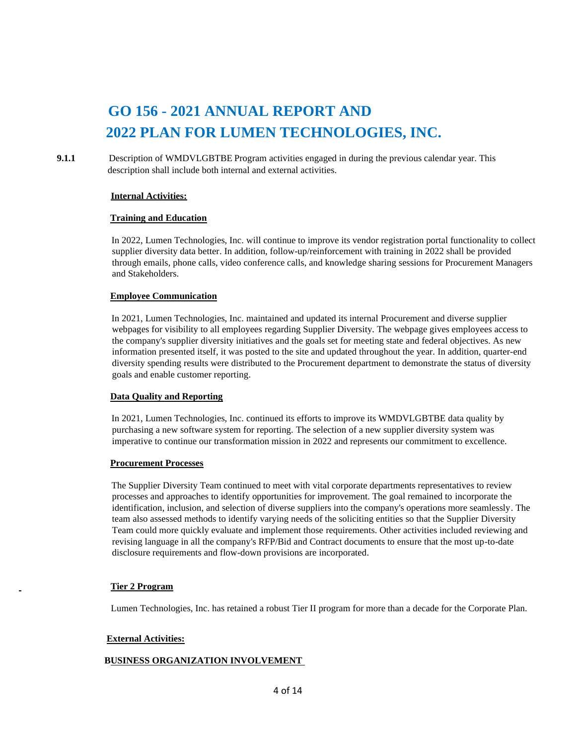# GO 156 - 2021 ANNUAL REPORT AND 2022 PLAN FOR LUMEN TECHNOLOGIES, INC.

**9.1.1** Description of WMDVLGBTBE Program activities engaged in during the previous calendar year. This description shall include both internal and external activities.

**Internal Activities:**

**Training and Education**

In 2022, Lumen Technologies, Inc. will continue to improve its vendor registration portal functionality to collect supplier diversity data better. In addition, follow-up/reinforcement with training in 2022 shall be provided through emails, phone calls, video conference calls, and knowledge sharing sessions for Procurement Managers and Stakeholders.

**Employee Communication**

In 2021, Lumen Technologies, Inc. maintained and updated its internal Procurement and diverse supplier webpages for visibility to all employees regarding Supplier Diversity. The webpage gives employees access to the company's supplier diversity initiatives and the goals set for meeting state and federal objectives. As new information presented itself, it was posted to the site and updated throughout the year. In addition, quarter-end diversity spending results were distributed to the Procurement department to demonstrate the status of diversity goals and enable customer reporting.

**Data Quality and Reporting**

In 2021, Lumen Technologies, Inc. continued its efforts to improve its WMDVLGBTBE data quality by purchasing a new software system for reporting. The selection of a new supplier diversity system was imperative to continue our transformation mission in 2022 and represents our commitment to excellence.

**Procurement Processes**

The Supplier Diversity Team continued to meet with vital corporate departments representatives to review processes and approaches to identify opportunities for improvement. The goal remained to incorporate the identification, inclusion, and selection of diverse suppliers into the company's operations more seamlessly. The team also assessed methods to identify varying needs of the soliciting entities so that the Supplier Diversity Team could more quickly evaluate and implement those requirements. Other activities included reviewing and revising language in all the company's RFP/Bid and Contract documents to ensure that the most up-to-date disclosure requirements and flow-down provisions are incorporated.

**Tier 2 Program**

Lumen Technologies, Inc. has retained a robust Tier II program for more than a decade for the Corporate Plan.

**External Activities:**

**BUSINESS ORGANIZATION INVOLVEMENT**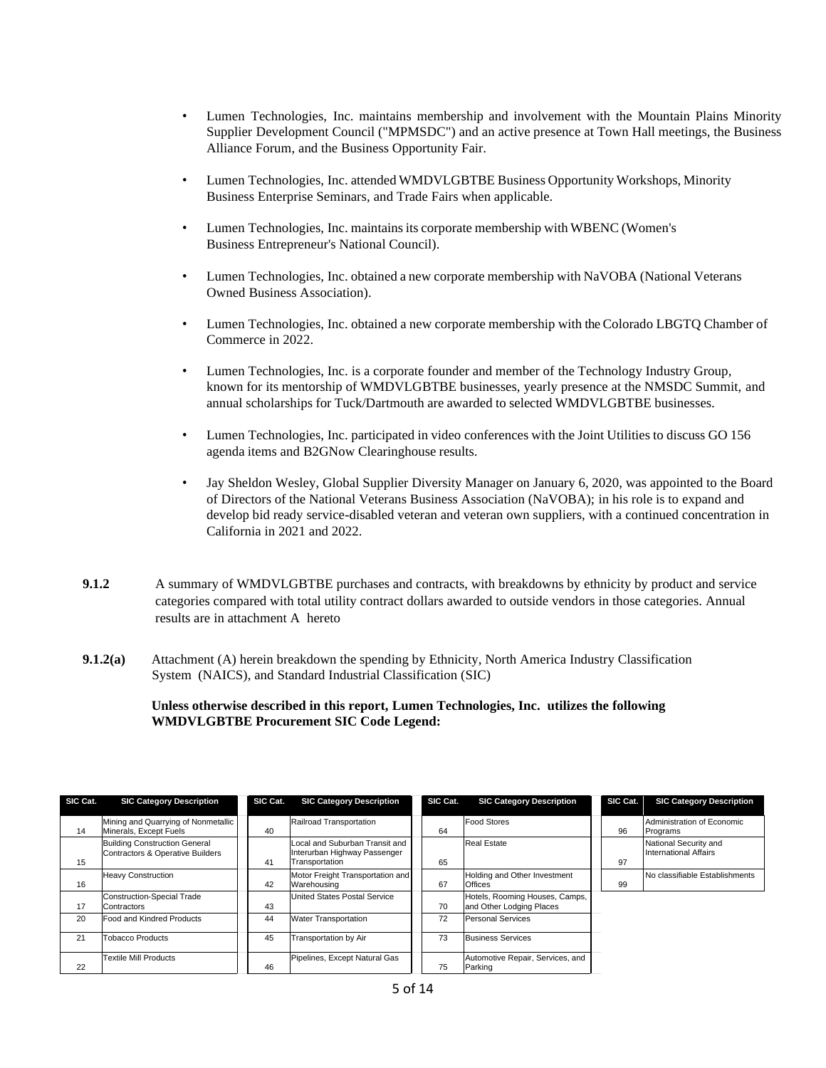- Lumen Technologies, Inc. maintains membership and involvement with the Mountain Plains Minority Supplier Development Council ("MPMSDC") and an active presence at Town Hall meetings, the Business Alliance Forum, and the Business Opportunity Fair.
- Lumen Technologies, Inc. attended WMDVLGBTBE Business Opportunity Workshops, Minority Business Enterprise Seminars, and Trade Fairs when applicable.
- Lumen Technologies, Inc. maintains its corporate membership with WBENC (Women's Business Entrepreneur's National Council).
- Lumen Technologies, Inc. obtained a new corporate membership with NaVOBA (National Veterans Owned Business Association).
- Lumen Technologies, Inc. obtained a new corporate membership with the Colorado LBGTQ Chamber of Commerce in 2022.
- Lumen Technologies, Inc. is a corporate founder and member of the Technology Industry Group, known for its mentorship of WMDVLGBTBE businesses, yearly presence at the NMSDC Summit, and annual scholarships for Tuck/Dartmouth are awarded to selected WMDVLGBTBE businesses.
- Lumen Technologies, Inc. participated in video conferences with the Joint Utilities to discuss GO 156 agenda items and B2GNow Clearinghouse results.
- Jay Sheldon Wesley, Global Supplier Diversity Manager on January 6, 2020, was appointed to the Board of Directors of the National Veterans Business Association (NaVOBA); in his role is to expand and develop bid ready service-disabled veteran and veteran own suppliers, with a continued concentration in California in 2021 and 2022.

**9.1.2** A summary of WMDVLGBTBE purchases and contracts, with breakdowns by ethnicity by product and service categories compared with total utility contract dollars awarded to outside vendors in those categories. Annual results are in attachment A hereto

**9.1.2(a)** Attachment (A) herein breakdown the spending by Ethnicity, North America Industry Classification System (NAICS), and Standard Industrial Classification (SIC)

**Unless otherwise described in this report, Lumen Technologies, Inc. utilizes the following WMDVLGBTBE Procurement SIC Code Legend:**

| SIC Cat. | SIC Category Description | SIC Cat. | SIC Category Description | SIC Cat. | SIC Category Description | SIC Cat. | SIC Category Description |
|---|---|---|---|---|---|---|---|
| 14 | Mining and Quarrying of Nonmetallic Minerals, Except Fuels | 40 | Railroad Transportation | 64 | Food Stores | 96 | Administration of Economic Programs |
| 15 | Building Construction General Contractors & Operative Builders | 41 | Local and Suburban Transit and Interurban Highway Passenger Transportation | 65 | Real Estate | 97 | National Security and International Affairs |
| 16 | Heavy Construction | 42 | Motor Freight Transportation and Warehousing | 67 | Holding and Other Investment Offices | 99 | No classifiable Establishments |
| 17 | Construction-Special Trade Contractors | 43 | United States Postal Service | 70 | Hotels, Rooming Houses, Camps, and Other Lodging Places | | |
| 20 | Food and Kindred Products | 44 | Water Transportation | 72 | Personal Services | | |
| 21 | Tobacco Products | 45 | Transportation by Air | 73 | Business Services | | |
| 22 | Textile Mill Products | 46 | Pipelines, Except Natural Gas | 75 | Automotive Repair, Services, and Parking | | |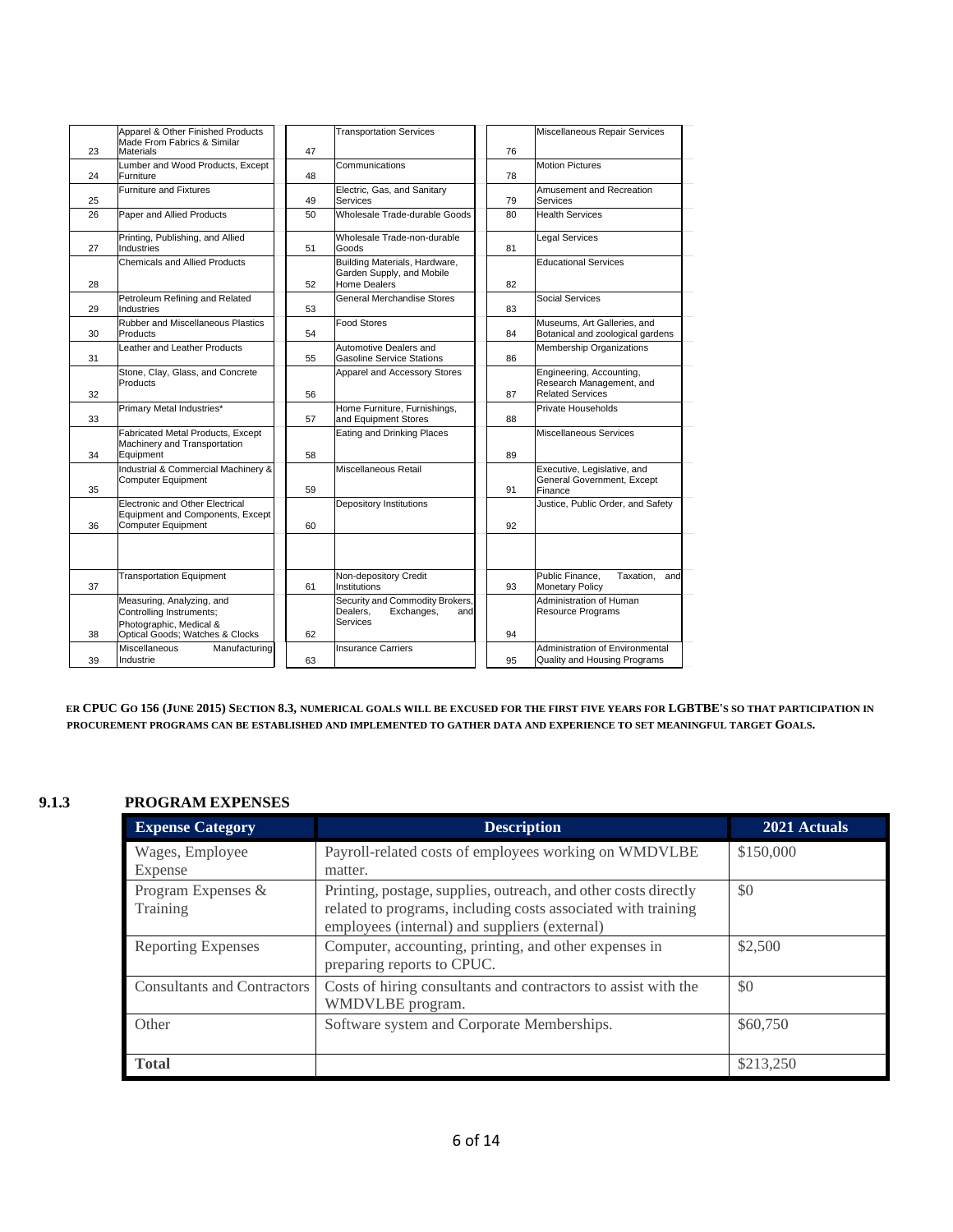| | | | | | |
|---|---|---|---|---|---|
| 23 | Apparel & Other Finished Products Made From Fabrics & Similar Materials | 47 | Transportation Services | 76 | Miscellaneous Repair Services |
| 24 | Lumber and Wood Products, Except Furniture | 48 | Communications | 78 | Motion Pictures |
| 25 | Furniture and Fixtures | 49 | Electric, Gas, and Sanitary Services | 79 | Amusement and Recreation Services |
| 26 | Paper and Allied Products | 50 | Wholesale Trade-durable Goods | 80 | Health Services |
| 27 | Printing, Publishing, and Allied Industries | 51 | Wholesale Trade-non-durable Goods | 81 | Legal Services |
| 28 | Chemicals and Allied Products | 52 | Building Materials, Hardware, Garden Supply, and Mobile Home Dealers | 82 | Educational Services |
| 29 | Petroleum Refining and Related Industries | 53 | General Merchandise Stores | 83 | Social Services |
| 30 | Rubber and Miscellaneous Plastics Products | 54 | Food Stores | 84 | Museums, Art Galleries, and Botanical and zoological gardens |
| 31 | Leather and Leather Products | 55 | Automotive Dealers and Gasoline Service Stations | 86 | Membership Organizations |
| 32 | Stone, Clay, Glass, and Concrete Products | 56 | Apparel and Accessory Stores | 87 | Engineering, Accounting, Research Management, and Related Services |
| 33 | Primary Metal Industries* | 57 | Home Furniture, Furnishings, and Equipment Stores | 88 | Private Households |
| 34 | Fabricated Metal Products, Except Machinery and Transportation Equipment | 58 | Eating and Drinking Places | 89 | Miscellaneous Services |
| 35 | Industrial & Commercial Machinery & Computer Equipment | 59 | Miscellaneous Retail | 91 | Executive, Legislative, and General Government, Except Finance |
| 36 | Electronic and Other Electrical Equipment and Components, Except Computer Equipment | 60 | Depository Institutions | 92 | Justice, Public Order, and Safety |
| | | | | | |
| 37 | Transportation Equipment | 61 | Non-depository Credit Institutions | 93 | Public Finance, Taxation, and Monetary Policy |
| 38 | Measuring, Analyzing, and Controlling Instruments; Photographic, Medical & Optical Goods; Watches & Clocks | 62 | Security and Commodity Brokers, Dealers, Exchanges, and Services | 94 | Administration of Human Resource Programs |
| 39 | Miscellaneous Manufacturing Industrie | 63 | Insurance Carriers | 95 | Administration of Environmental Quality and Housing Programs |

**ER CPUC GO 156 (JUNE 2015) SECTION 8.3, NUMERICAL GOALS WILL BE EXCUSED FOR THE FIRST FIVE YEARS FOR LGBTBE'S SO THAT PARTICIPATION IN PROCUREMENT PROGRAMS CAN BE ESTABLISHED AND IMPLEMENTED TO GATHER DATA AND EXPERIENCE TO SET MEANINGFUL TARGET GOALS.**

### 9.1.3 PROGRAM EXPENSES

| Expense Category | Description | 2021 Actuals |
|---|---|---|
| Wages, Employee Expense | Payroll-related costs of employees working on WMDVLBE matter. | $150,000 |
| Program Expenses & Training | Printing, postage, supplies, outreach, and other costs directly related to programs, including costs associated with training employees (internal) and suppliers (external) | $0 |
| Reporting Expenses | Computer, accounting, printing, and other expenses in preparing reports to CPUC. | $2,500 |
| Consultants and Contractors | Costs of hiring consultants and contractors to assist with the WMDVLBE program. | $0 |
| Other | Software system and Corporate Memberships. | $60,750 |
| **Total** | | $213,250 |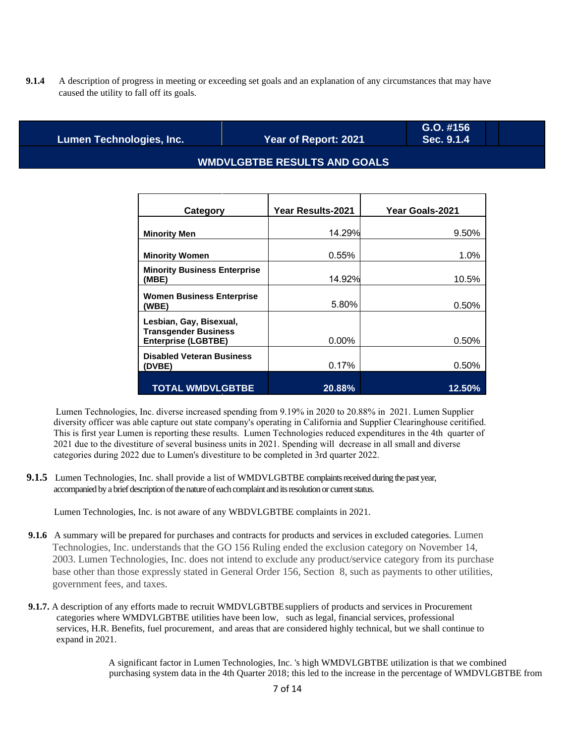**9.1.4** A description of progress in meeting or exceeding set goals and an explanation of any circumstances that may have caused the utility to fall off its goals.

| Lumen Technologies, Inc. | Year of Report: 2021 | G.O. #156 Sec. 9.1.4 |
|---|---|---|
| | WMDVLGBTBE RESULTS AND GOALS | |

| Category | Year Results-2021 | Year Goals-2021 |
|---|---|---|
| **Minority Men** | 14.29% | 9.50% |
| **Minority Women** | 0.55% | 1.0% |
| **Minority Business Enterprise (MBE)** | 14.92% | 10.5% |
| **Women Business Enterprise (WBE)** | 5.80% | 0.50% |
| **Lesbian, Gay, Bisexual, Transgender Business Enterprise (LGBTBE)** | 0.00% | 0.50% |
| **Disabled Veteran Business (DVBE)** | 0.17% | 0.50% |
| **TOTAL WMDVLGBTBE** | **20.88%** | **12.50%** |

Lumen Technologies, Inc. diverse increased spending from 9.19% in 2020 to 20.88% in 2021. Lumen Supplier diversity officer was able capture out state company's operating in California and Supplier Clearinghouse ceritified. This is first year Lumen is reporting these results. Lumen Technologies reduced expenditures in the 4th quarter of 2021 due to the divestiture of several business units in 2021. Spending will decrease in all small and diverse categories during 2022 due to Lumen's divestiture to be completed in 3rd quarter 2022.

**9.1.5** Lumen Technologies, Inc. shall provide a list of WMDVLGBTBE complaints received during the past year, accompanied by a brief description of the nature of each complaint and its resolution or current status.

Lumen Technologies, Inc. is not aware of any WBDVLGBTBE complaints in 2021.

**9.1.6** A summary will be prepared for purchases and contracts for products and services in excluded categories. Lumen Technologies, Inc. understands that the GO 156 Ruling ended the exclusion category on November 14, 2003. Lumen Technologies, Inc. does not intend to exclude any product/service category from its purchase base other than those expressly stated in General Order 156, Section 8, such as payments to other utilities, government fees, and taxes.

**9.1.7.** A description of any efforts made to recruit WMDVLGBTBE suppliers of products and services in Procurement categories where WMDVLGBTBE utilities have been low, such as legal, financial services, professional services, H.R. Benefits, fuel procurement, and areas that are considered highly technical, but we shall continue to expand in 2021.

A significant factor in Lumen Technologies, Inc. 's high WMDVLGBTBE utilization is that we combined purchasing system data in the 4th Quarter 2018; this led to the increase in the percentage of WMDVLGBTBE from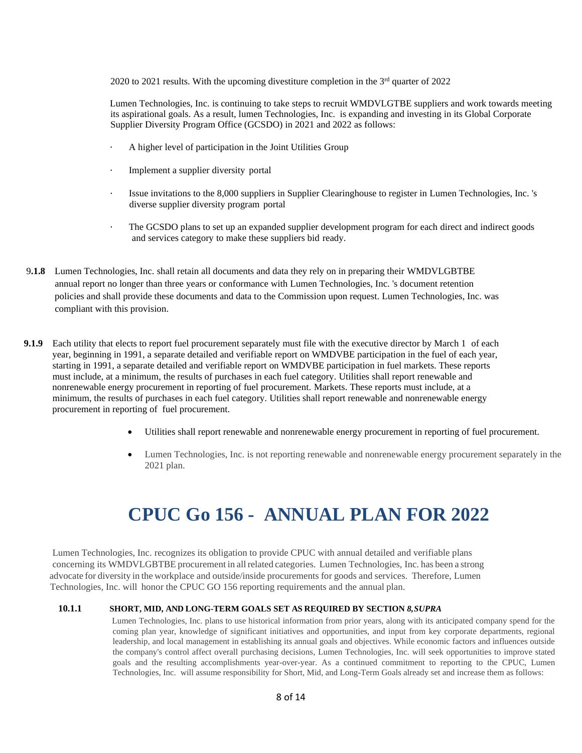2020 to 2021 results. With the upcoming divestiture completion in the 3rd quarter of 2022

Lumen Technologies, Inc. is continuing to take steps to recruit WMDVLGTBE suppliers and work towards meeting its aspirational goals. As a result, lumen Technologies, Inc. is expanding and investing in its Global Corporate Supplier Diversity Program Office (GCSDO) in 2021 and 2022 as follows:

- A higher level of participation in the Joint Utilities Group
- Implement a supplier diversity portal
- Issue invitations to the 8,000 suppliers in Supplier Clearinghouse to register in Lumen Technologies, Inc. 's diverse supplier diversity program portal
- The GCSDO plans to set up an expanded supplier development program for each direct and indirect goods and services category to make these suppliers bid ready.

**9.1.8** Lumen Technologies, Inc. shall retain all documents and data they rely on in preparing their WMDVLGBTBE annual report no longer than three years or conformance with Lumen Technologies, Inc. 's document retention policies and shall provide these documents and data to the Commission upon request. Lumen Technologies, Inc. was compliant with this provision.

**9.1.9** Each utility that elects to report fuel procurement separately must file with the executive director by March 1 of each year, beginning in 1991, a separate detailed and verifiable report on WMDVBE participation in the fuel of each year, starting in 1991, a separate detailed and verifiable report on WMDVBE participation in fuel markets. These reports must include, at a minimum, the results of purchases in each fuel category. Utilities shall report renewable and nonrenewable energy procurement in reporting of fuel procurement. Markets. These reports must include, at a minimum, the results of purchases in each fuel category. Utilities shall report renewable and nonrenewable energy procurement in reporting of fuel procurement.

- Utilities shall report renewable and nonrenewable energy procurement in reporting of fuel procurement.
- Lumen Technologies, Inc. is not reporting renewable and nonrenewable energy procurement separately in the 2021 plan.

# CPUC Go 156 - ANNUAL PLAN FOR 2022

Lumen Technologies, Inc. recognizes its obligation to provide CPUC with annual detailed and verifiable plans concerning its WMDVLGBTBE procurement in all related categories. Lumen Technologies, Inc. has been a strong advocate for diversity in the workplace and outside/inside procurements for goods and services. Therefore, Lumen Technologies, Inc. will honor the CPUC GO 156 reporting requirements and the annual plan.

**10.1.1 SHORT, MID, AND LONG-TERM GOALS SET AS REQUIRED BY SECTION *8, SUPRA***

Lumen Technologies, Inc. plans to use historical information from prior years, along with its anticipated company spend for the coming plan year, knowledge of significant initiatives and opportunities, and input from key corporate departments, regional leadership, and local management in establishing its annual goals and objectives. While economic factors and influences outside the company's control affect overall purchasing decisions, Lumen Technologies, Inc. will seek opportunities to improve stated goals and the resulting accomplishments year-over-year. As a continued commitment to reporting to the CPUC, Lumen Technologies, Inc. will assume responsibility for Short, Mid, and Long-Term Goals already set and increase them as follows: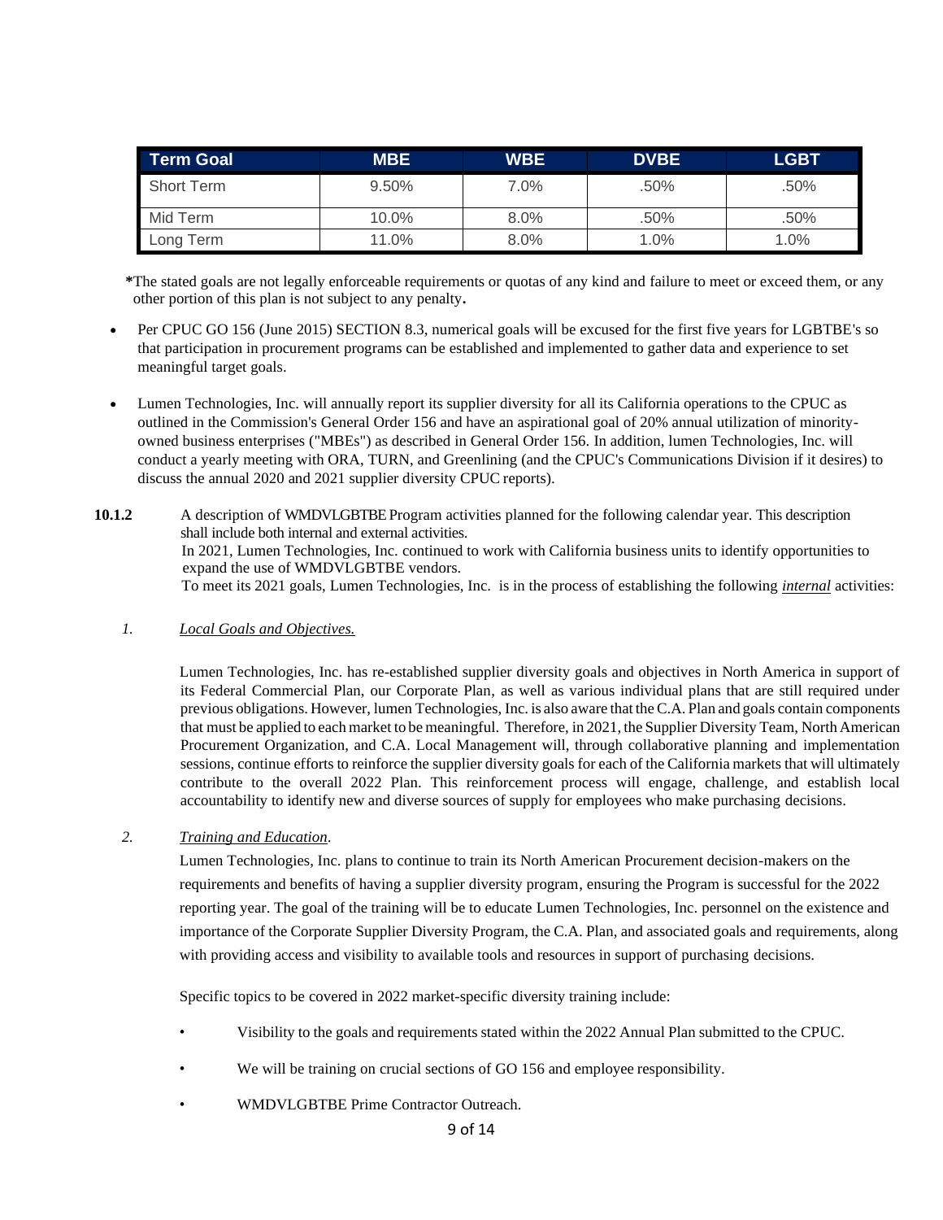| Term Goal | MBE | WBE | DVBE | LGBT |
|---|---|---|---|---|
| Short Term | 9.50% | 7.0% | .50% | .50% |
| Mid Term | 10.0% | 8.0% | .50% | .50% |
| Long Term | 11.0% | 8.0% | 1.0% | 1.0% |

***The stated goals are not legally enforceable requirements or quotas of any kind and failure to meet or exceed them, or any other portion of this plan is not subject to any penalty.**

- Per CPUC GO 156 (June 2015) SECTION 8.3, numerical goals will be excused for the first five years for LGBTBE's so that participation in procurement programs can be established and implemented to gather data and experience to set meaningful target goals.
- Lumen Technologies, Inc. will annually report its supplier diversity for all its California operations to the CPUC as outlined in the Commission's General Order 156 and have an aspirational goal of 20% annual utilization of minority-owned business enterprises ("MBEs") as described in General Order 156. In addition, lumen Technologies, Inc. will conduct a yearly meeting with ORA, TURN, and Greenlining (and the CPUC's Communications Division if it desires) to discuss the annual 2020 and 2021 supplier diversity CPUC reports).

**10.1.2** A description of WMDVLGBTBE Program activities planned for the following calendar year. This description shall include both internal and external activities.
In 2021, Lumen Technologies, Inc. continued to work with California business units to identify opportunities to expand the use of WMDVLGBTBE vendors.
To meet its 2021 goals, Lumen Technologies, Inc. is in the process of establishing the following ***internal*** activities:

*1.* *Local Goals and Objectives.*

Lumen Technologies, Inc. has re-established supplier diversity goals and objectives in North America in support of its Federal Commercial Plan, our Corporate Plan, as well as various individual plans that are still required under previous obligations. However, lumen Technologies, Inc. is also aware that the C.A. Plan and goals contain components that must be applied to each market to be meaningful. Therefore, in 2021, the Supplier Diversity Team, North American Procurement Organization, and C.A. Local Management will, through collaborative planning and implementation sessions, continue efforts to reinforce the supplier diversity goals for each of the California markets that will ultimately contribute to the overall 2022 Plan. This reinforcement process will engage, challenge, and establish local accountability to identify new and diverse sources of supply for employees who make purchasing decisions.

*2.* *Training and Education*.

Lumen Technologies, Inc. plans to continue to train its North American Procurement decision-makers on the requirements and benefits of having a supplier diversity program, ensuring the Program is successful for the 2022 reporting year. The goal of the training will be to educate Lumen Technologies, Inc. personnel on the existence and importance of the Corporate Supplier Diversity Program, the C.A. Plan, and associated goals and requirements, along with providing access and visibility to available tools and resources in support of purchasing decisions.

Specific topics to be covered in 2022 market-specific diversity training include:

- Visibility to the goals and requirements stated within the 2022 Annual Plan submitted to the CPUC.
- We will be training on crucial sections of GO 156 and employee responsibility.
- WMDVLGBTBE Prime Contractor Outreach.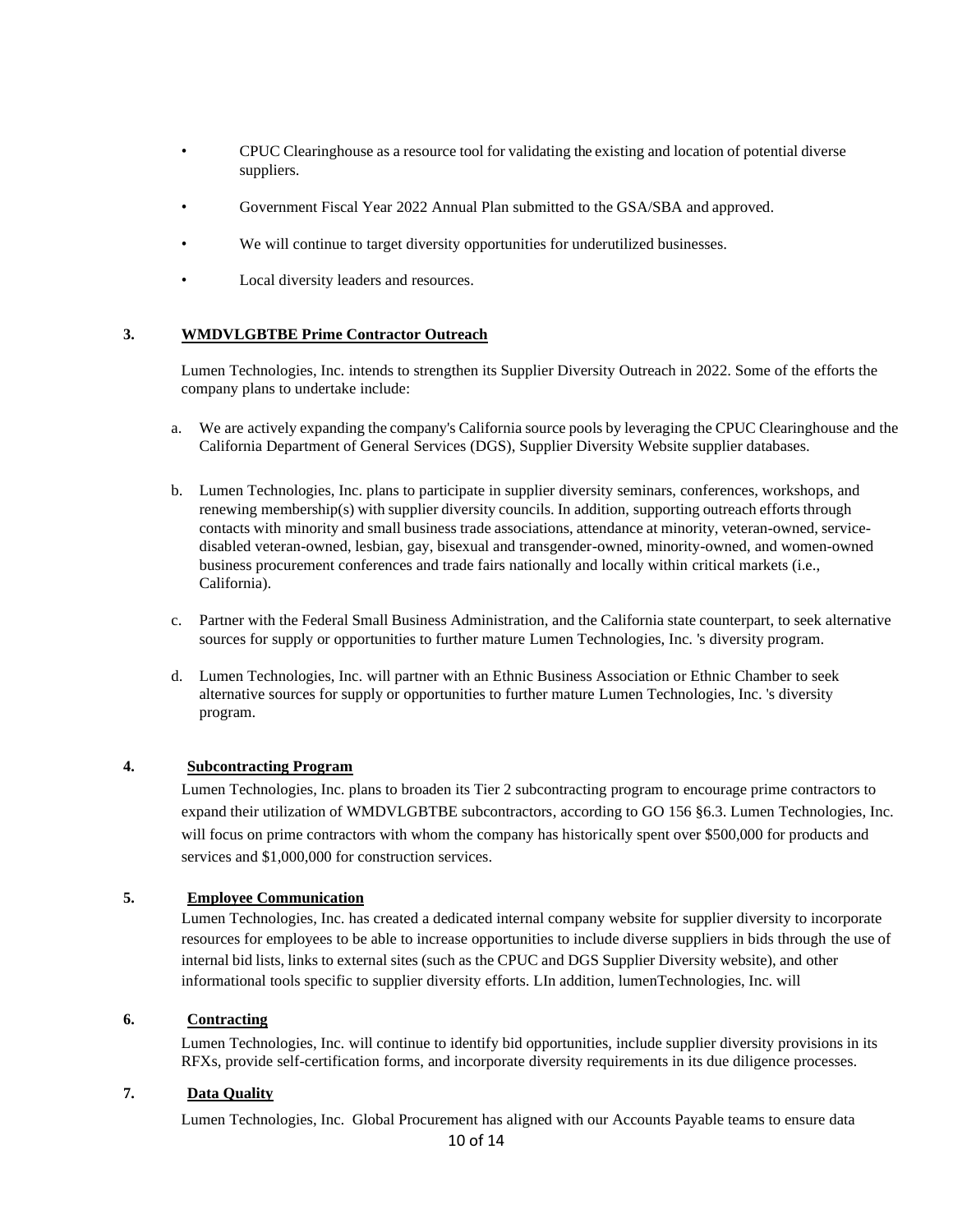- CPUC Clearinghouse as a resource tool for validating the existing and location of potential diverse suppliers.
- Government Fiscal Year 2022 Annual Plan submitted to the GSA/SBA and approved.
- We will continue to target diversity opportunities for underutilized businesses.
- Local diversity leaders and resources.

**3. WMDVLGBTBE Prime Contractor Outreach**

Lumen Technologies, Inc. intends to strengthen its Supplier Diversity Outreach in 2022. Some of the efforts the company plans to undertake include:

a. We are actively expanding the company's California source pools by leveraging the CPUC Clearinghouse and the California Department of General Services (DGS), Supplier Diversity Website supplier databases.

b. Lumen Technologies, Inc. plans to participate in supplier diversity seminars, conferences, workshops, and renewing membership(s) with supplier diversity councils. In addition, supporting outreach efforts through contacts with minority and small business trade associations, attendance at minority, veteran-owned, service-disabled veteran-owned, lesbian, gay, bisexual and transgender-owned, minority-owned, and women-owned business procurement conferences and trade fairs nationally and locally within critical markets (i.e., California).

c. Partner with the Federal Small Business Administration, and the California state counterpart, to seek alternative sources for supply or opportunities to further mature Lumen Technologies, Inc. 's diversity program.

d. Lumen Technologies, Inc. will partner with an Ethnic Business Association or Ethnic Chamber to seek alternative sources for supply or opportunities to further mature Lumen Technologies, Inc. 's diversity program.

**4. Subcontracting Program**

Lumen Technologies, Inc. plans to broaden its Tier 2 subcontracting program to encourage prime contractors to expand their utilization of WMDVLGBTBE subcontractors, according to GO 156 §6.3. Lumen Technologies, Inc. will focus on prime contractors with whom the company has historically spent over $500,000 for products and services and $1,000,000 for construction services.

**5. Employee Communication**

Lumen Technologies, Inc. has created a dedicated internal company website for supplier diversity to incorporate resources for employees to be able to increase opportunities to include diverse suppliers in bids through the use of internal bid lists, links to external sites (such as the CPUC and DGS Supplier Diversity website), and other informational tools specific to supplier diversity efforts. LIn addition, lumenTechnologies, Inc. will

**6. Contracting**

Lumen Technologies, Inc. will continue to identify bid opportunities, include supplier diversity provisions in its RFXs, provide self-certification forms, and incorporate diversity requirements in its due diligence processes.

**7. Data Quality**

Lumen Technologies, Inc. Global Procurement has aligned with our Accounts Payable teams to ensure data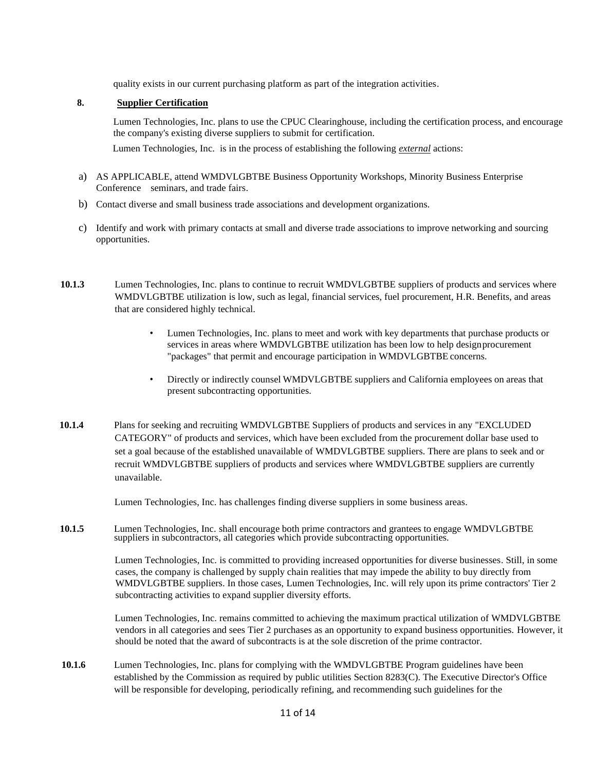quality exists in our current purchasing platform as part of the integration activities.

**8.** **Supplier Certification**

Lumen Technologies, Inc. plans to use the CPUC Clearinghouse, including the certification process, and encourage the company's existing diverse suppliers to submit for certification.

Lumen Technologies, Inc. is in the process of establishing the following ***external*** actions:

a) AS APPLICABLE, attend WMDVLGBTBE Business Opportunity Workshops, Minority Business Enterprise Conference seminars, and trade fairs.

b) Contact diverse and small business trade associations and development organizations.

c) Identify and work with primary contacts at small and diverse trade associations to improve networking and sourcing opportunities.

**10.1.3** Lumen Technologies, Inc. plans to continue to recruit WMDVLGBTBE suppliers of products and services where WMDVLGBTBE utilization is low, such as legal, financial services, fuel procurement, H.R. Benefits, and areas that are considered highly technical.

- Lumen Technologies, Inc. plans to meet and work with key departments that purchase products or services in areas where WMDVLGBTBE utilization has been low to help design procurement "packages" that permit and encourage participation in WMDVLGBTBE concerns.
- Directly or indirectly counsel WMDVLGBTBE suppliers and California employees on areas that present subcontracting opportunities.

**10.1.4** Plans for seeking and recruiting WMDVLGBTBE Suppliers of products and services in any "EXCLUDED CATEGORY" of products and services, which have been excluded from the procurement dollar base used to set a goal because of the established unavailable of WMDVLGBTBE suppliers. There are plans to seek and or recruit WMDVLGBTBE suppliers of products and services where WMDVLGBTBE suppliers are currently unavailable.

Lumen Technologies, Inc. has challenges finding diverse suppliers in some business areas.

**10.1.5** Lumen Technologies, Inc. shall encourage both prime contractors and grantees to engage WMDVLGBTBE suppliers in subcontractors, all categories which provide subcontracting opportunities.

Lumen Technologies, Inc. is committed to providing increased opportunities for diverse businesses. Still, in some cases, the company is challenged by supply chain realities that may impede the ability to buy directly from WMDVLGBTBE suppliers. In those cases, Lumen Technologies, Inc. will rely upon its prime contractors' Tier 2 subcontracting activities to expand supplier diversity efforts.

Lumen Technologies, Inc. remains committed to achieving the maximum practical utilization of WMDVLGBTBE vendors in all categories and sees Tier 2 purchases as an opportunity to expand business opportunities. However, it should be noted that the award of subcontracts is at the sole discretion of the prime contractor.

**10.1.6** Lumen Technologies, Inc. plans for complying with the WMDVLGBTBE Program guidelines have been established by the Commission as required by public utilities Section 8283(C). The Executive Director's Office will be responsible for developing, periodically refining, and recommending such guidelines for the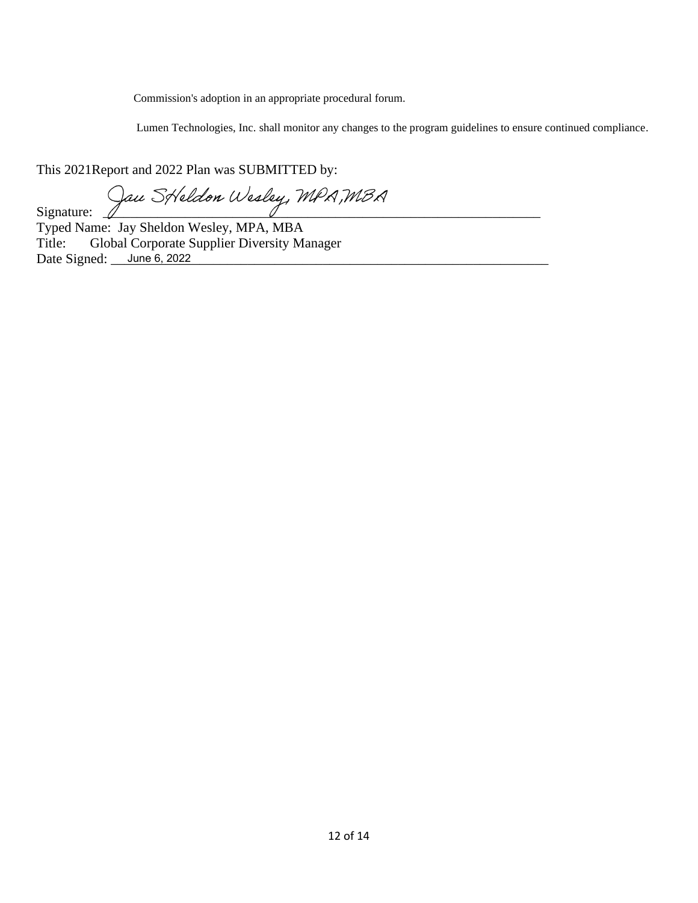Commission's adoption in an appropriate procedural forum.

Lumen Technologies, Inc. shall monitor any changes to the program guidelines to ensure continued compliance.

This 2021Report and 2022 Plan was SUBMITTED by:

Signature: Jay Sheldon Wesley, MPA, MBA

Typed Name: Jay Sheldon Wesley, MPA, MBA
Title: Global Corporate Supplier Diversity Manager
Date Signed: June 6, 2022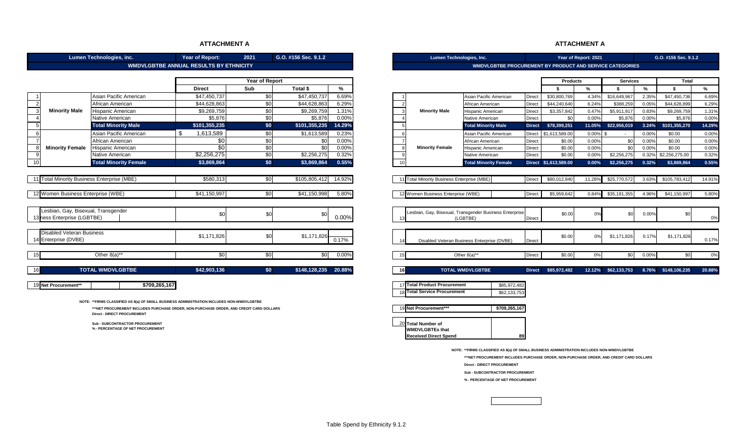## ATTACHMENT A

| Lumen Technologies, inc. | | Year of Report: | 2021 | G.O. #156 Sec. 9.1.2 | |
|---|---|---|---|---|---|
| **WMDVLGBTBE ANNUAL RESULTS BY ETHNICITY** | | | | | |

| # | Category | Ethnicity | Direct | Sub | Total $ | % |
|---|---|---|---|---|---|---|
| | | | **Year of Report** | | | |
| | | | **Direct** | **Sub** | **Total $** | **%** |
| 1 | Minority Male | Asian Pacific American | $47,450,737 | $0 | $47,450,737 | 6.69% |
| 2 | | African American | $44,628,863 | $0 | $44,628,863 | 6.29% |
| 3 | | Hispanic American | $9,269,759 | $0 | $9,269,759 | 1.31% |
| 4 | | Native American | $5,876 | $0 | $5,876 | 0.00% |
| 5 | | **Total Minority Male** | **$101,355,235** | **$0** | **$101,355,235** | **14.29%** |
| 6 | Minority Female | Asian Pacific American | $ 1,613,589 | $0 | $1,613,589 | 0.23% |
| 7 | | African American | $0 | $0 | $0 | 0.00% |
| 8 | | Hispanic American | $0 | $0 | $0 | 0.00% |
| 9 | | Native American | $2,256,275 | $0 | $2,256,275 | 0.32% |
| 10 | | **Total Minority Female** | **$3,869,864** | **$0** | **$3,869,864** | **0.55%** |
| 11 | Total Minority Business Enterprise (MBE) | | $580,313 | $0 | $105,805,412 | 14.92% |
| 12 | Women Business Enterprise (WBE) | | $41,150,997 | $0 | $41,150,998 | 5.80% |
| 13 | Lesbian, Gay, Bisexual, Transgender Business Enterprise (LGBTBE) | | $0 | $0 | $0 | 0.00% |
| 14 | Disabled Veteran Business Enterprise (DVBE) | | $1,171,826 | $0 | $1,171,826 | 0.17% |
| 15 | Other 8(a)** | | $0 | $0 | $0 | 0.00% |
| 16 | **TOTAL WMDVLGBTBE** | | **$42,903,136** | **$0** | **$148,128,235** | **20.88%** |

| 19 | **Net Procurement**** | **$709,265,167** |
|---|---|---|

NOTE: **FIRMS CLASSIFIED AS 8(a) OF SMALL BUSINESS ADMINISTRATION INCLUDES NON-WMDVLGBTBE

***NET PROCUREMENT INCLUDES PURCHASE ORDER, NON-PURCHASE ORDER, AND CREDIT CARD DOLLARS

Direct - DIRECT PROCUREMENT

Sub - SUBCONTRACTOR PROCUREMENT

% - PERCENTAGE OF NET PROCUREMENT

## ATTACHMENT A

| Lumen Technologies, Inc. | | Year of Report: 2021 | | G.O. #156 Sec. 9.1.2 |
|---|---|---|---|---|
| **WMDVLGBTBE PROCUREMENT BY PRODUCT AND SERVICE CATEGORIES** | | | | |

| # | Category | Ethnicity | Type | Products $ | Products % | Services $ | Services % | Total $ | Total % |
|---|---|---|---|---|---|---|---|---|---|
| 1 | Minority Male | Asian Pacific American | Direct | $30,800,769 | 4.34% | $16,649,967 | 2.35% | $47,450,736 | 6.69% |
| 2 | | African American | Direct | $44,240,640 | 6.24% | $388,259 | 0.05% | $44,628,899 | 6.29% |
| 3 | | Hispanic American | Direct | $3,357,842 | 0.47% | $5,911,917 | 0.83% | $9,269,759 | 1.31% |
| 4 | | Native American | Direct | $0 | 0.00% | $5,876 | 0.00% | $5,876 | 0.00% |
| 5 | | **Total Minority Male** | **Direct** | **$78,399,251** | **11.05%** | **$22,956,019** | **3.24%** | **$101,355,270** | **14.29%** |
| 6 | Minority Female | Asian Pacific American | Direct | $1,613,589.00 | 0.00% | $ - | 0.00% | $0.00 | 0.00% |
| 7 | | African American | Direct | $0.00 | 0.00% | $0 | 0.00% | $0.00 | 0.00% |
| 8 | | Hispanic American | Direct | $0.00 | 0.00% | $0 | 0.00% | $0.00 | 0.00% |
| 9 | | Native American | Direct | $0.00 | 0.00% | $2,256,275 | 0.32% | $2,256,275.00 | 0.32% |
| 10 | | **Total Minority Female** | **Direct** | **$1,613,589.00** | **0.00%** | **$2,256,275** | **0.32%** | **$3,869,864** | **0.55%** |
| 11 | Total Minority Business Enterprise (MBE) | | Direct | $80,012,840 | 11.28% | $25,770,572 | 3.63% | $105,783,412 | 14.91% |
| 12 | Women Business Enterprise (WBE) | | Direct | $5,959,642 | 0.84% | $35,191,355 | 4.96% | $41,150,997 | 5.80% |
| 13 | Lesbian, Gay, Bisexual, Transgender Business Enterprise (LGBTBE) | | Direct | $0.00 | 0% | $0 | 0.00% | $0 | 0% |
| 14 | Disabled Veteran Business Enterprise (DVBE) | | Direct | $0.00 | 0% | $1,171,826 | 0.17% | $1,171,826 | 0.17% |
| 15 | Other 8(a)** | | Direct | $0.00 | 0% | $0 | 0.00% | $0 | 0% |
| 16 | **TOTAL WMDVLGBTBE** | | **Direct** | **$85,972,482** | **12.12%** | **$62,133,753** | **8.76%** | **$148,106,235** | **20.88%** |

| # | Item | Amount |
|---|---|---|
| 17 | **Total Product Procurement** | $85,972,482 |
| 18 | **Total Service Procurement** | $62,133,753 |
| 19 | **Net Procurement***** | **$709,265,167** |
| 20 | **Total Number of WMDVLGBTEs that Received Direct Spend** | **89** |

NOTE: **FIRMS CLASSIFIED AS 8(a) OF SMALL BUSINESS ADMINISTRATION INCLUDES NON-WMDVLGBTBE

***NET PROCUREMENT INCLUDES PURCHASE ORDER, NON-PURCHASE ORDER, AND CREDIT CARD DOLLARS

Direct - DIRECT PROCUREMENT

Sub - SUBCONTRACTOR PROCUREMENT

% - PERCENTAGE OF NET PROCUREMENT

Table Spend by Ethnicity 9.1.2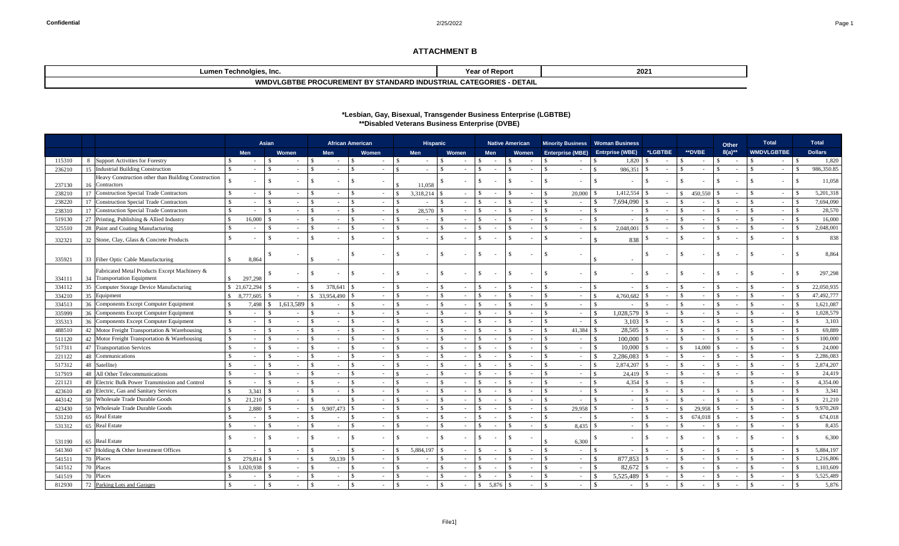# ATTACHMENT B

| Lumen Technolgies, Inc. | Year of Report | 2021 |
|---|---|---|
| WMDVLGBTBE PROCUREMENT BY STANDARD INDUSTRIAL CATEGORIES - DETAIL | | |

**\*Lesbian, Gay, Bisexual, Transgender Business Enterprise (LGBTBE)**
**\*\*Disabled Veterans Business Enterprise (DVBE)**

| | | | Asian | | African American | | Hispanic | | Native American | | Minority Business | Woman Business | | | Other | Total | Total |
|---|---|---|---|---|---|---|---|---|---|---|---|---|---|---|---|---|---|
| | | | Men | Women | Men | Women | Men | Women | Men | Women | Enterprise (MBE) | Entrprise (WBE) | *LGBTBE | **DVBE | 8(a)** | WMDVLGBTBE | Dollars |
| 115310 | 8 | Support Activities for Forestry | $ - | $ - | $ - | $ - | $ - | $ - | $ - | $ - | $ - | $ 1,820 | $ - | $ - | $ - | $ - | $ 1,820 |
| 236210 | 15 | Industrial Building Construction | $ - | $ - | $ - | $ - | $ - | $ - | $ - | $ - | $ - | $ 986,351 | $ - | $ - | $ - | $ - | $ 986,350.85 |
| 237130 | 16 | Heavy Construction other than Building Construction Contractors | $ - | $ - | $ - | $ - | $ 11,058 | $ - | $ - | $ - | $ - | $ - | $ - | $ - | $ - | $ - | $ 11,058 |
| 238210 | 17 | Construction Special Trade Contractors | $ - | $ - | $ - | $ - | $ 3,318,214 | $ - | $ - | $ - | $ 20,000 | $ 1,412,554 | $ - | $ 450,550 | $ - | $ - | $ 5,201,318 |
| 238220 | 17 | Construction Special Trade Contractors | $ - | $ - | $ - | $ - | $ - | $ - | $ - | $ - | $ - | $ 7,694,090 | $ - | $ - | $ - | $ - | $ 7,694,090 |
| 238310 | 17 | Construction Special Trade Contractors | $ - | $ - | $ - | $ - | $ 28,570 | $ - | $ - | $ - | $ - | $ - | $ - | $ - | $ - | $ - | $ 28,570 |
| 519130 | 27 | Printing, Publishing & Allied Industry | $ 16,000 | $ - | $ - | $ - | $ - | $ - | $ - | $ - | $ - | $ - | $ - | $ - | $ - | $ - | $ 16,000 |
| 325510 | 28 | Paint and Coating Manufacturing | $ - | $ - | $ - | $ - | $ - | $ - | $ - | $ - | $ - | $ 2,048,001 | $ - | $ - | $ - | $ - | $ 2,048,001 |
| 332321 | 32 | Stone, Clay, Glass & Concrete Products | $ - | $ - | $ - | $ - | $ - | $ - | $ - | $ - | $ - | $ 838 | $ - | $ - | $ - | $ - | $ 838 |
| 335921 | 33 | Fiber Optic Cable Manufacturing | $ 8,864 | $ - | $ - | $ - | $ - | $ - | $ - | $ - | $ - | $ - | $ - | $ - | $ - | $ - | $ 8,864 |
| 334111 | 34 | Fabricated Metal Products Except Machinery & Transportation Equipment | $ 297,298 | $ - | $ - | $ - | $ - | $ - | $ - | $ - | $ - | $ - | $ - | $ - | $ - | $ - | $ 297,298 |
| 334112 | 35 | Computer Storage Device Manufacturing | $ 21,672,294 | $ - | $ 378,641 | $ - | $ - | $ - | $ - | $ - | $ - | $ - | $ - | $ - | $ - | $ - | $ 22,050,935 |
| 334210 | 35 | Equipment | $ 8,777,605 | $ - | $ 33,954,490 | $ - | $ - | $ - | $ - | $ - | $ - | $ 4,760,682 | $ - | $ - | $ - | $ - | $ 47,492,777 |
| 334513 | 36 | Components Except Computer Equipment | $ 7,498 | $ 1,613,589 | $ - | $ - | $ - | $ - | $ - | $ - | $ - | $ - | $ - | $ - | $ - | $ - | $ 1,621,087 |
| 335999 | 36 | Components Except Computer Equipment | $ - | $ - | $ - | $ - | $ - | $ - | $ - | $ - | $ - | $ 1,028,579 | $ - | $ - | $ - | $ - | $ 1,028,579 |
| 335313 | 36 | Components Except Computer Equipment | $ - | $ - | $ - | $ - | $ - | $ - | $ - | $ - | $ - | $ 3,103 | $ - | $ - | $ - | $ - | $ 3,103 |
| 488510 | 42 | Motor Freight Transportation & Warehousing | $ - | $ - | $ - | $ - | $ - | $ - | $ - | $ - | $ 41,384 | $ 28,505 | $ - | $ - | $ - | $ - | $ 69,889 |
| 511120 | 42 | Motor Freight Transportation & Warehousing | $ - | $ - | $ - | $ - | $ - | $ - | $ - | $ - | $ - | $ 100,000 | $ - | $ - | $ - | $ - | $ 100,000 |
| 517311 | 47 | Transportation Services | $ - | $ - | $ - | $ - | $ - | $ - | $ - | $ - | $ - | $ 10,000 | $ - | $ 14,000 | $ - | $ - | $ 24,000 |
| 221122 | 48 | Communications | $ - | $ - | $ - | $ - | $ - | $ - | $ - | $ - | $ - | $ 2,286,083 | $ - | $ - | $ - | $ - | $ 2,286,083 |
| 517312 | 48 | Satellite) | $ - | $ - | $ - | $ - | $ - | $ - | $ - | $ - | $ - | $ 2,874,207 | $ - | $ - | $ - | $ - | $ 2,874,207 |
| 517919 | 48 | All Other Telecommunications | $ - | $ - | $ - | $ - | $ - | $ - | $ - | $ - | $ - | $ 24,419 | $ - | $ - | $ - | $ - | $ 24,419 |
| 221121 | 49 | Electric Bulk Power Transmission and Control | $ - | $ - | $ - | $ - | $ - | $ - | $ - | $ - | $ - | $ 4,354 | $ - | $ - | | $ - | $ 4,354.00 |
| 423610 | 49 | Electric, Gas and Sanitary Services | $ 3,341 | $ - | $ - | $ - | $ - | $ - | $ - | $ - | $ - | $ - | $ - | $ - | $ - | $ - | $ 3,341 |
| 443142 | 50 | Wholesale Trade Durable Goods | $ 21,210 | $ - | $ - | $ - | $ - | $ - | $ - | $ - | $ - | $ - | $ - | $ - | $ - | $ - | $ 21,210 |
| 423430 | 50 | Wholesale Trade Durable Goods | $ 2,880 | $ - | $ 9,907,473 | $ - | $ - | $ - | $ - | $ - | $ 29,958 | $ - | $ - | $ 29,958 | $ - | $ - | $ 9,970,269 |
| 531210 | 65 | Real Estate | $ - | $ - | $ - | $ - | $ - | $ - | $ - | $ - | $ - | $ - | $ - | $ 674,018 | $ - | $ - | $ 674,018 |
| 531312 | 65 | Real Estate | $ - | $ - | $ - | $ - | $ - | $ - | $ - | $ - | $ 8,435 | $ - | $ - | $ - | $ - | $ - | $ 8,435 |
| 531190 | 65 | Real Estate | $ - | $ - | $ - | $ - | $ - | $ - | $ - | $ - | $ 6,300 | $ - | $ - | $ - | $ - | $ - | $ 6,300 |
| 541360 | 67 | Holding & Other Investment Offices | $ - | $ - | $ - | $ - | $ 5,884,197 | $ - | $ - | $ - | $ - | $ - | $ - | $ - | $ - | $ - | $ 5,884,197 |
| 541511 | 70 | Places | $ 279,814 | $ - | $ 59,139 | $ - | $ - | $ - | $ - | $ - | $ - | $ 877,853 | $ - | $ - | $ - | $ - | $ 1,216,806 |
| 541512 | 70 | Places | $ 1,020,938 | $ - | $ - | $ - | $ - | $ - | $ - | $ - | $ - | $ 82,672 | $ - | $ - | $ - | $ - | $ 1,103,609 |
| 541519 | 70 | Places | $ - | $ - | $ - | $ - | $ - | $ - | $ - | $ - | $ - | $ 5,525,489 | $ - | $ - | $ - | $ - | $ 5,525,489 |
| 812930 | 72 | Parking Lots and Garages | $ - | $ - | $ - | $ - | $ - | $ - | $ 5,876 | $ - | $ - | $ - | $ - | $ - | $ - | $ - | $ 5,876 |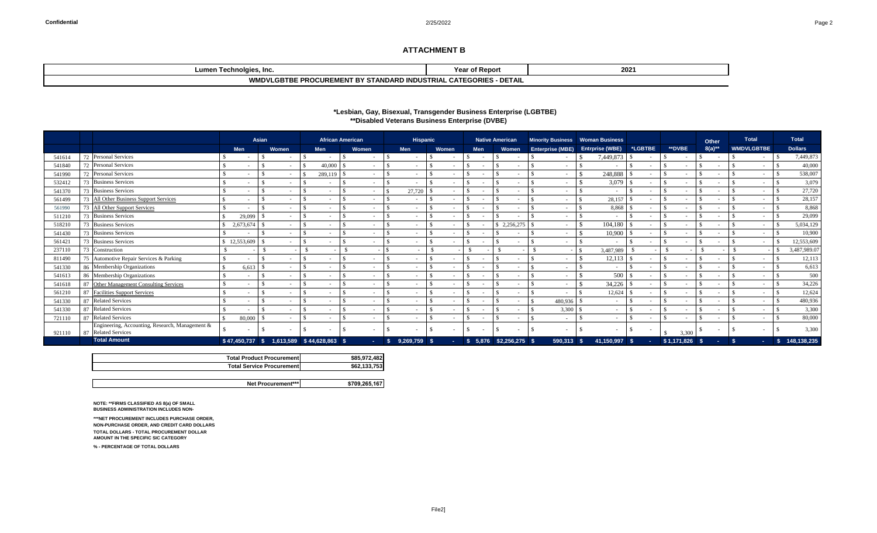## ATTACHMENT B

| Lumen Technolgies, Inc. | Year of Report | 2021 |
|---|---|---|
| WMDVLGBTBE PROCUREMENT BY STANDARD INDUSTRIAL CATEGORIES - DETAIL | | |

**\*Lesbian, Gay, Bisexual, Transgender Business Enterprise (LGBTBE)**
**\*\*Disabled Veterans Business Enterprise (DVBE)**

| | | | Asian | | African American | | Hispanic | | Native American | | Minority Business | Woman Business | | | Other | Total | Total |
|---|---|---|---|---|---|---|---|---|---|---|---|---|---|---|---|---|---|
| | | | Men | Women | Men | Women | Men | Women | Men | Women | Enterprise (MBE) | Entrprise (WBE) | *LGBTBE | **DVBE | 8(a)** | WMDVLGBTBE | Dollars |
| 541614 | 72 | Personal Services | $ - | $ - | $ - | $ - | $ - | $ - | $ - | $ - | $ - | $ 7,449,873 | $ - | $ - | $ - | $ - | $ 7,449,873 |
| 541840 | 72 | Personal Services | $ - | $ - | $ 40,000 | $ - | $ - | $ - | $ - | $ - | $ - | $ - | $ - | $ - | $ - | $ - | $ 40,000 |
| 541990 | 72 | Personal Services | $ - | $ - | $ 289,119 | $ - | $ - | $ - | $ - | $ - | $ - | $ 248,888 | $ - | $ - | $ - | $ - | $ 538,007 |
| 532412 | 73 | Business Services | $ - | $ - | $ - | $ - | $ - | $ - | $ - | $ - | $ - | $ 3,079 | $ - | $ - | $ - | $ - | $ 3,079 |
| 541370 | 73 | Business Services | $ - | $ - | $ - | $ - | $ 27,720 | $ - | $ - | $ - | $ - | $ - | $ - | $ - | $ - | $ - | $ 27,720 |
| 561499 | 73 | All Other Business Support Services | $ - | $ - | $ - | $ - | $ - | $ - | $ - | $ - | $ - | $ 28,157 | $ - | $ - | $ - | $ - | $ 28,157 |
| 561990 | 73 | All Other Support Services | $ - | $ - | $ - | $ - | $ - | $ - | $ - | $ - | $ - | $ 8,868 | $ - | $ - | $ - | $ - | $ 8,868 |
| 511210 | 73 | Business Services | $ 29,099 | $ - | $ - | $ - | $ - | $ - | $ - | $ - | $ - | $ - | $ - | $ - | $ - | $ - | $ 29,099 |
| 518210 | 73 | Business Services | $ 2,673,674 | $ - | $ - | $ - | $ - | $ - | $ - | $ 2,256,275 | $ - | $ 104,180 | $ - | $ - | $ - | $ - | $ 5,034,129 |
| 541430 | 73 | Business Services | $ - | $ - | $ - | $ - | $ - | $ - | $ - | $ - | $ - | $ 10,900 | $ - | $ - | $ - | $ - | $ 10,900 |
| 561421 | 73 | Business Services | $ 12,553,609 | $ - | $ - | $ - | $ - | $ - | $ - | $ - | $ - | $ - | $ - | $ - | $ - | $ - | $ 12,553,609 |
| 237110 | 73 | Construction | $ - | $ - | $ - | $ - | $ - | $ - | $ - | $ - | $ - | $ 3,487,989 | $ - | $ - | $ - | $ - | $ 3,487,989.07 |
| 811490 | 75 | Automotive Repair Services & Parking | $ - | $ - | $ - | $ - | $ - | $ - | $ - | $ - | $ - | $ 12,113 | $ - | $ - | $ - | $ - | $ 12,113 |
| 541330 | 86 | Membership Organizations | $ 6,613 | $ - | $ - | $ - | $ - | $ - | $ - | $ - | $ - | $ - | $ - | $ - | $ - | $ - | $ 6,613 |
| 541613 | 86 | Membership Organizations | $ - | $ - | $ - | $ - | $ - | $ - | $ - | $ - | $ - | $ 500 | $ - | $ - | $ - | $ - | $ 500 |
| 541618 | 87 | Other Management Consulting Services | $ - | $ - | $ - | $ - | $ - | $ - | $ - | $ - | $ - | $ 34,226 | $ - | $ - | $ - | $ - | $ 34,226 |
| 561210 | 87 | Facilities Support Services | $ - | $ - | $ - | $ - | $ - | $ - | $ - | $ - | $ - | $ 12,624 | $ - | $ - | $ - | $ - | $ 12,624 |
| 541330 | 87 | Related Services | $ - | $ - | $ - | $ - | $ - | $ - | $ - | $ - | $ 480,936 | $ - | $ - | $ - | $ - | $ - | $ 480,936 |
| 541330 | 87 | Related Services | $ - | $ - | $ - | $ - | $ - | $ - | $ - | $ - | $ 3,300 | $ - | $ - | $ - | $ - | $ - | $ 3,300 |
| 721110 | 87 | Related Services | $ 80,000 | $ - | $ - | $ - | $ - | $ - | $ - | $ - | $ - | $ - | $ - | $ - | $ - | $ - | $ 80,000 |
| 921110 | 87 | Engineering, Accounting, Research, Management & Related Services | $ - | $ - | $ - | $ - | $ - | $ - | $ - | $ - | $ - | $ - | $ - | $ 3,300 | $ - | $ - | $ 3,300 |
| | | **Total Amount** | **$ 47,450,737** | **$ 1,613,589** | **$ 44,628,863** | **$ -** | **$ 9,269,759** | **$ -** | **$ 5,876** | **$ 2,256,275** | **$ 590,313** | **$ 41,150,997** | **$ -** | **$ 1,171,826** | **$ -** | **$ -** | **$ 148,138,235** |

| Total Product Procurement | $85,972,482 |
|---|---|
| Total Service Procurement | $62,133,753 |

| Net Procurement*** | $709,265,167 |
|---|---|

NOTE: **FIRMS CLASSIFIED AS 8(a) OF SMALL BUSINESS ADMINISTRATION INCLUDES NON-

***NET PROCUREMENT INCLUDES PURCHASE ORDER, NON-PURCHASE ORDER, AND CREDIT CARD DOLLARS

TOTAL DOLLARS - TOTAL PROCUREMENT DOLLAR AMOUNT IN THE SPECIFIC SIC CATEGORY

% - PERCENTAGE OF TOTAL DOLLARS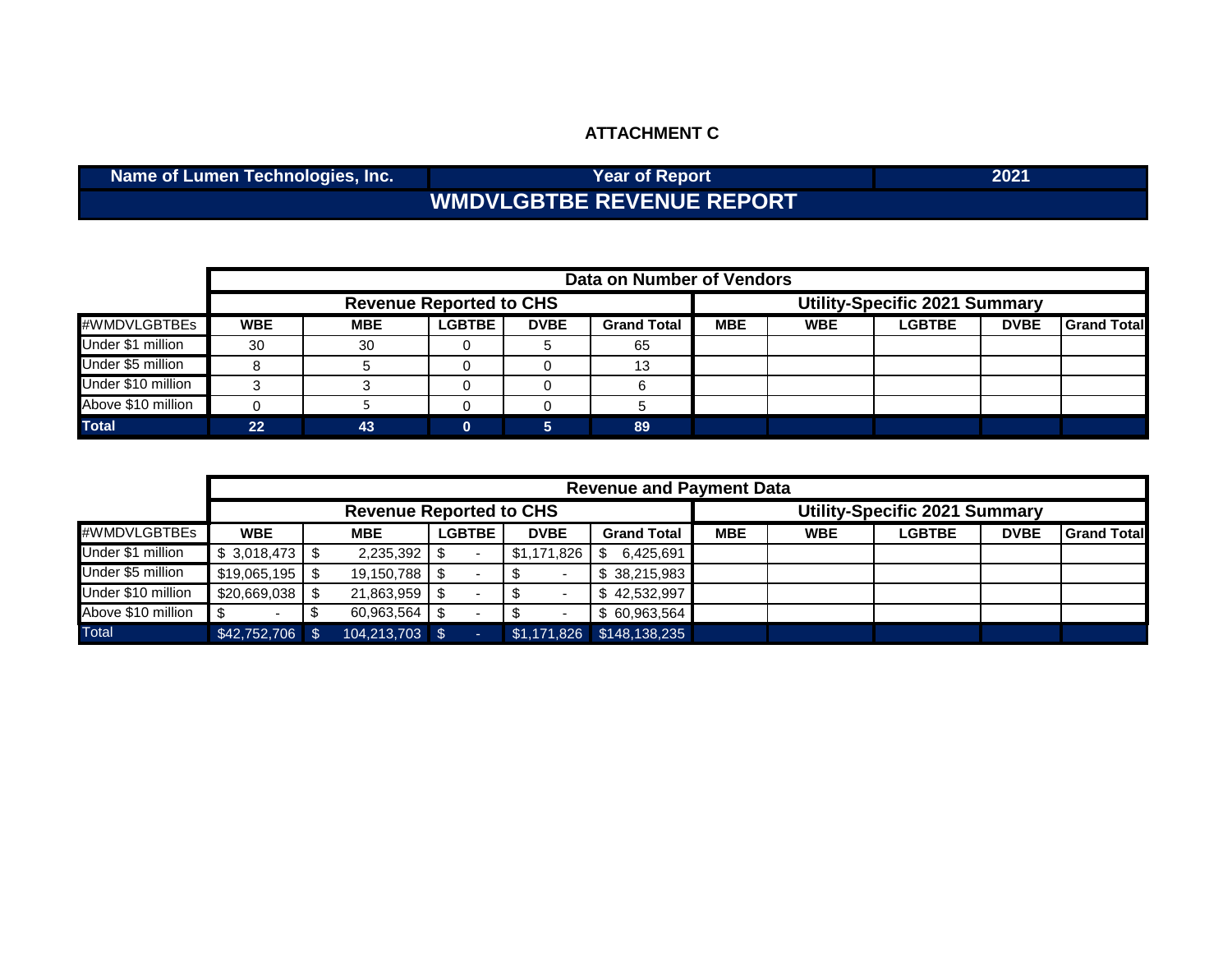## ATTACHMENT C

| Name of Lumen Technologies, Inc. | Year of Report | 2021 |
|---|---|---|
| **WMDVLGBTBE REVENUE REPORT** | | |

| | Data on Number of Vendors | | | | | | | | | |
|---|---|---|---|---|---|---|---|---|---|---|
| | Revenue Reported to CHS | | | | | Utility-Specific 2021 Summary | | | | |
| #WMDVLGBTBEs | WBE | MBE | LGBTBE | DVBE | Grand Total | MBE | WBE | LGBTBE | DVBE | Grand Total |
| Under $1 million | 30 | 30 | 0 | 5 | 65 | | | | | |
| Under $5 million | 8 | 5 | 0 | 0 | 13 | | | | | |
| Under $10 million | 3 | 3 | 0 | 0 | 6 | | | | | |
| Above $10 million | 0 | 5 | 0 | 0 | 5 | | | | | |
| **Total** | **22** | **43** | **0** | **5** | **89** | | | | | |

| | Revenue and Payment Data | | | | | | | | | |
|---|---|---|---|---|---|---|---|---|---|---|
| | Revenue Reported to CHS | | | | | Utility-Specific 2021 Summary | | | | |
| #WMDVLGBTBEs | WBE | MBE | LGBTBE | DVBE | Grand Total | MBE | WBE | LGBTBE | DVBE | Grand Total |
| Under $1 million | $ 3,018,473 | $ 2,235,392 | $ - | $1,171,826 | $ 6,425,691 | | | | | |
| Under $5 million | $19,065,195 | $ 19,150,788 | $ - | $ - | $ 38,215,983 | | | | | |
| Under $10 million | $20,669,038 | $ 21,863,959 | $ - | $ - | $ 42,532,997 | | | | | |
| Above $10 million | $ - | $ 60,963,564 | $ - | $ - | $ 60,963,564 | | | | | |
| Total | $42,752,706 | $ 104,213,703 | $ - | $1,171,826 | $148,138,235 | | | | | |